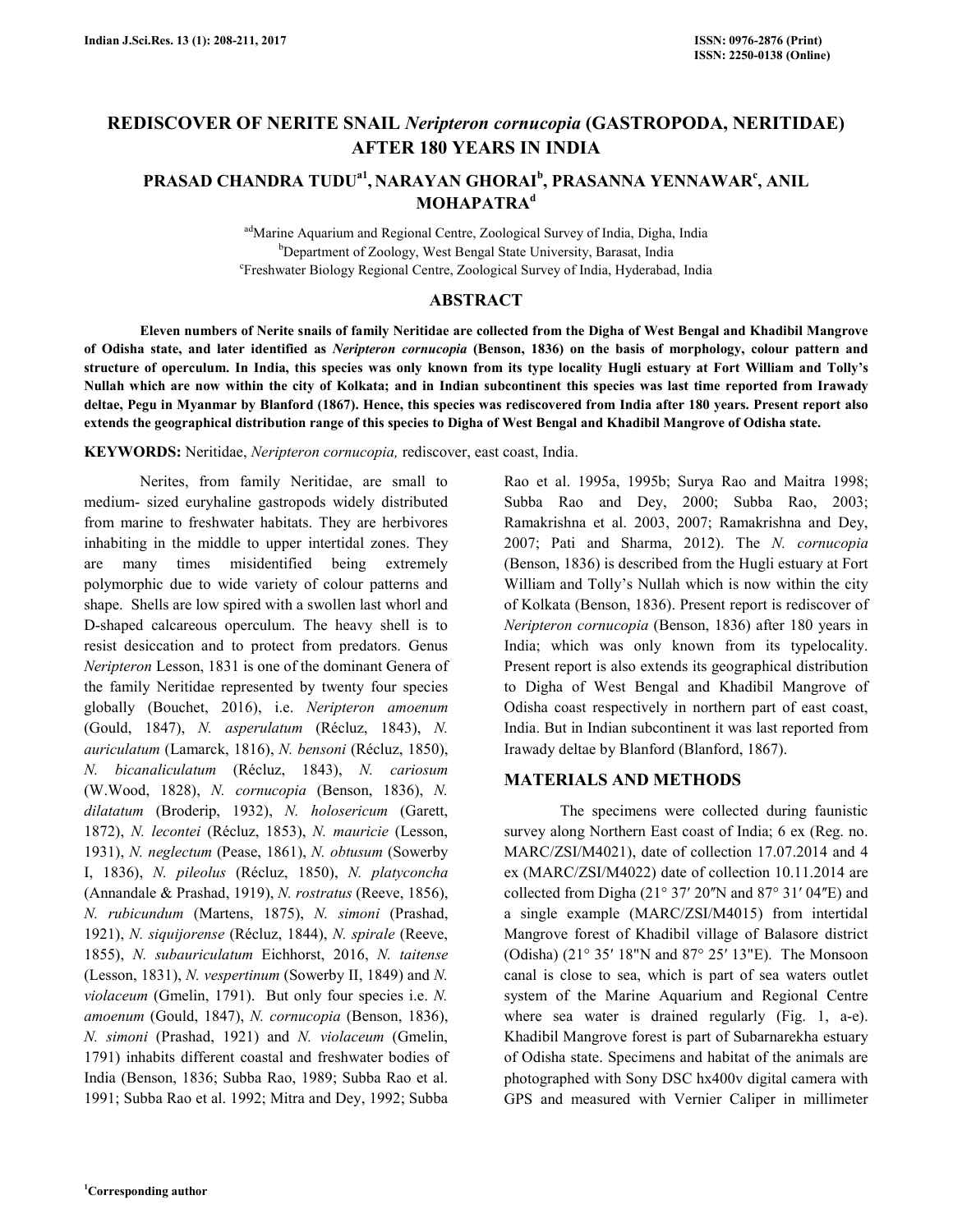# REDISCOVER OF NERITE SNAIL *Neripteron cornucopia* (GASTROPODA, NERITIDAE) AFTER 180 YEARS IN INDIA

**PRASAD CHANDRA TUDU[a1], NARAYAN GHORAI[b], PRASANNA YENNAWAR[c], ANIL MOHAPATRA[d]**

[ad]Marine Aquarium and Regional Centre, Zoological Survey of India, Digha, India
[b]Department of Zoology, West Bengal State University, Barasat, India
[c]Freshwater Biology Regional Centre, Zoological Survey of India, Hyderabad, India

## ABSTRACT

**Eleven numbers of Nerite snails of family Neritidae are collected from the Digha of West Bengal and Khadibil Mangrove of Odisha state, and later identified as *Neripteron cornucopia* (Benson, 1836) on the basis of morphology, colour pattern and structure of operculum. In India, this species was only known from its type locality Hugli estuary at Fort William and Tolly's Nullah which are now within the city of Kolkata; and in Indian subcontinent this species was last time reported from Irawady deltae, Pegu in Myanmar by Blanford (1867). Hence, this species was rediscovered from India after 180 years. Present report also extends the geographical distribution range of this species to Digha of West Bengal and Khadibil Mangrove of Odisha state.**

**KEYWORDS:** Neritidae, *Neripteron cornucopia,* rediscover, east coast, India.

Nerites, from family Neritidae, are small to medium- sized euryhaline gastropods widely distributed from marine to freshwater habitats. They are herbivores inhabiting in the middle to upper intertidal zones. They are many times misidentified being extremely polymorphic due to wide variety of colour patterns and shape. Shells are low spired with a swollen last whorl and D-shaped calcareous operculum. The heavy shell is to resist desiccation and to protect from predators. Genus *Neripteron* Lesson, 1831 is one of the dominant Genera of the family Neritidae represented by twenty four species globally (Bouchet, 2016), i.e. *Neripteron amoenum* (Gould, 1847), *N. asperulatum* (Récluz, 1843), *N. auriculatum* (Lamarck, 1816), *N. bensoni* (Récluz, 1850), *N. bicanaliculatum* (Récluz, 1843), *N. cariosum* (W.Wood, 1828), *N. cornucopia* (Benson, 1836), *N. dilatatum* (Broderip, 1932), *N. holosericum* (Garett, 1872), *N. lecontei* (Récluz, 1853), *N. mauricie* (Lesson, 1931), *N. neglectum* (Pease, 1861), *N. obtusum* (Sowerby I, 1836), *N. pileolus* (Récluz, 1850), *N. platyconcha* (Annandale & Prashad, 1919), *N. rostratus* (Reeve, 1856), *N. rubicundum* (Martens, 1875), *N. simoni* (Prashad, 1921), *N. siquijorense* (Récluz, 1844), *N. spirale* (Reeve, 1855), *N. subauriculatum* Eichhorst, 2016, *N. taitense* (Lesson, 1831), *N. vespertinum* (Sowerby II, 1849) and *N. violaceum* (Gmelin, 1791). But only four species i.e. *N. amoenum* (Gould, 1847), *N. cornucopia* (Benson, 1836), *N. simoni* (Prashad, 1921) and *N. violaceum* (Gmelin, 1791) inhabits different coastal and freshwater bodies of India (Benson, 1836; Subba Rao, 1989; Subba Rao et al. 1991; Subba Rao et al. 1992; Mitra and Dey, 1992; Subba Rao et al. 1995a, 1995b; Surya Rao and Maitra 1998; Subba Rao and Dey, 2000; Subba Rao, 2003; Ramakrishna et al. 2003, 2007; Ramakrishna and Dey, 2007; Pati and Sharma, 2012). The *N. cornucopia* (Benson, 1836) is described from the Hugli estuary at Fort William and Tolly's Nullah which is now within the city of Kolkata (Benson, 1836). Present report is rediscover of *Neripteron cornucopia* (Benson, 1836) after 180 years in India; which was only known from its typelocality. Present report is also extends its geographical distribution to Digha of West Bengal and Khadibil Mangrove of Odisha coast respectively in northern part of east coast, India. But in Indian subcontinent it was last reported from Irawady deltae by Blanford (Blanford, 1867).

## MATERIALS AND METHODS

The specimens were collected during faunistic survey along Northern East coast of India; 6 ex (Reg. no. MARC/ZSI/M4021), date of collection 17.07.2014 and 4 ex (MARC/ZSI/M4022) date of collection 10.11.2014 are collected from Digha (21° 37′ 20″N and 87° 31′ 04″E) and a single example (MARC/ZSI/M4015) from intertidal Mangrove forest of Khadibil village of Balasore district (Odisha) (21° 35′ 18"N and 87° 25′ 13"E). The Monsoon canal is close to sea, which is part of sea waters outlet system of the Marine Aquarium and Regional Centre where sea water is drained regularly (Fig. 1, a-e). Khadibil Mangrove forest is part of Subarnarekha estuary of Odisha state. Specimens and habitat of the animals are photographed with Sony DSC hx400v digital camera with GPS and measured with Vernier Caliper in millimeter

[1]Corresponding author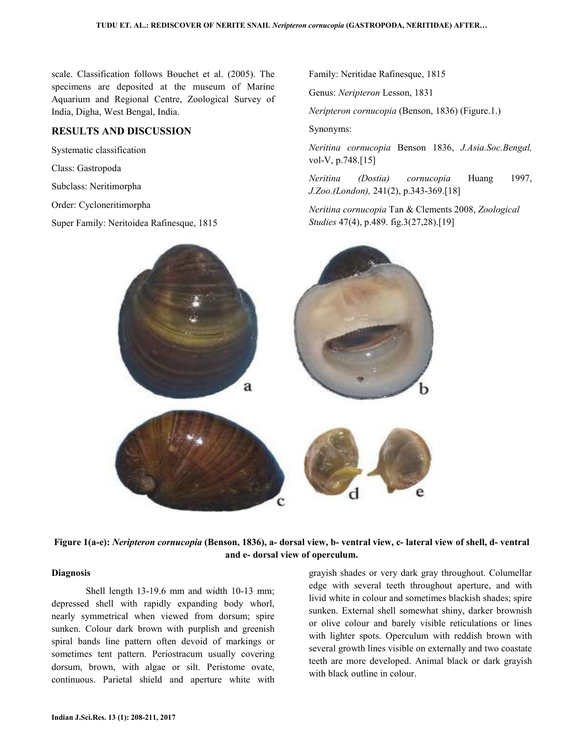scale. Classification follows Bouchet et al. (2005). The specimens are deposited at the museum of Marine Aquarium and Regional Centre, Zoological Survey of India, Digha, West Bengal, India.

## RESULTS AND DISCUSSION

Systematic classification

Class: Gastropoda

Subclass: Neritimorpha

Order: Cycloneritimorpha

Super Family: Neritoidea Rafinesque, 1815

Family: Neritidae Rafinesque, 1815

Genus: *Neripteron* Lesson, 1831

*Neripteron cornucopia* (Benson, 1836) (Figure.1.)

Synonyms:

*Neritina cornucopia* Benson 1836, *J.Asia.Soc.Bengal,* vol-V, p.748.[15]

*Neritina (Dostia) cornucopia* Huang 1997, *J.Zoo.(London),* 241(2), p.343-369.[18]

*Neritina cornucopia* Tan & Clements 2008, *Zoological Studies* 47(4), p.489. fig.3(27,28).[19]

**Figure 1(a-e):** ***Neripteron cornucopia*** **(Benson, 1836), a- dorsal view, b- ventral view, c- lateral view of shell, d- ventral and e- dorsal view of operculum.**

### Diagnosis

Shell length 13-19.6 mm and width 10-13 mm; depressed shell with rapidly expanding body whorl, nearly symmetrical when viewed from dorsum; spire sunken. Colour dark brown with purplish and greenish spiral bands line pattern often devoid of markings or sometimes tent pattern. Periostracum usually covering dorsum, brown, with algae or silt. Peristome ovate, continuous. Parietal shield and aperture white with grayish shades or very dark gray throughout. Columellar edge with several teeth throughout aperture, and with livid white in colour and sometimes blackish shades; spire sunken. External shell somewhat shiny, darker brownish or olive colour and barely visible reticulations or lines with lighter spots. Operculum with reddish brown with several growth lines visible on externally and two coastate teeth are more developed. Animal black or dark grayish with black outline in colour.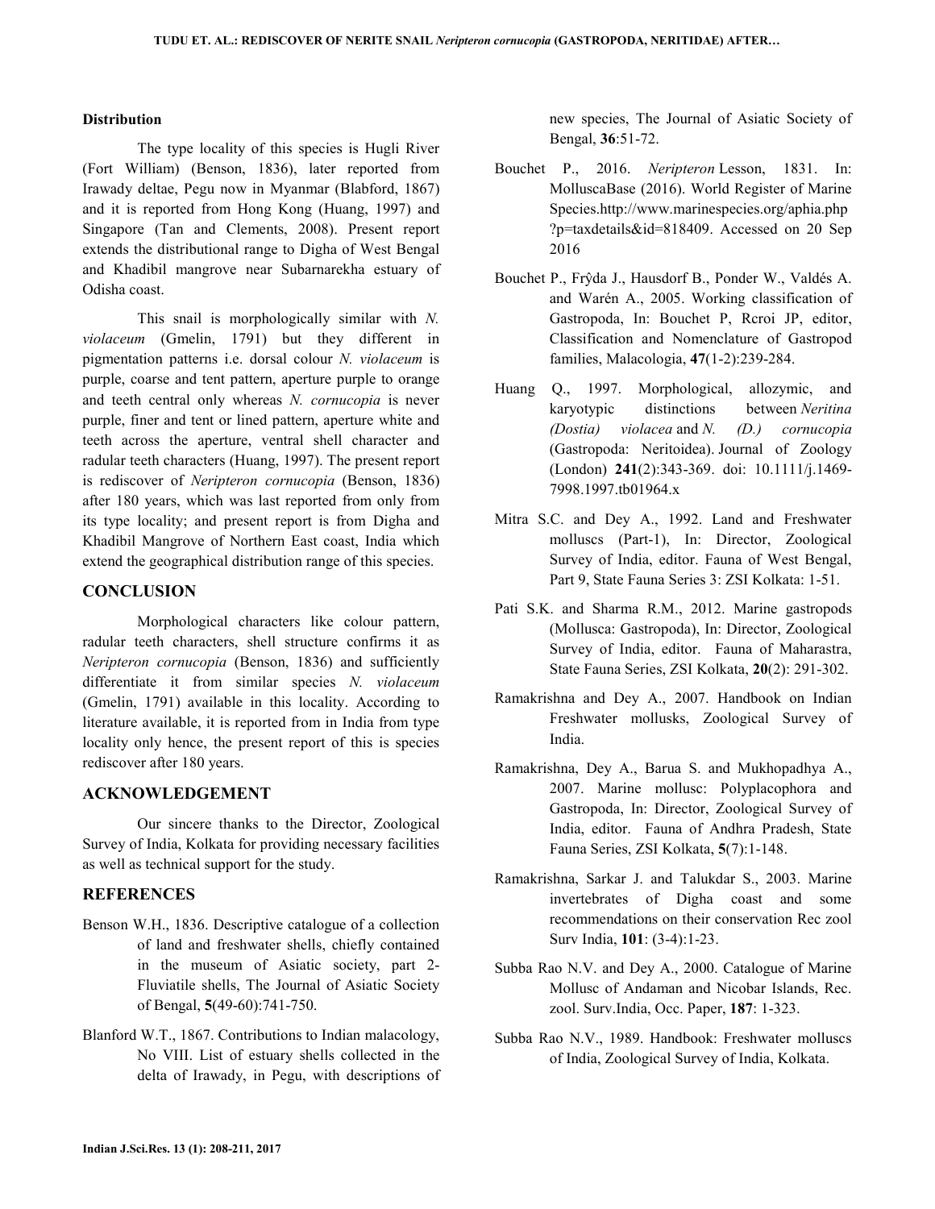### Distribution

The type locality of this species is Hugli River (Fort William) (Benson, 1836), later reported from Irawady deltae, Pegu now in Myanmar (Blabford, 1867) and it is reported from Hong Kong (Huang, 1997) and Singapore (Tan and Clements, 2008). Present report extends the distributional range to Digha of West Bengal and Khadibil mangrove near Subarnarekha estuary of Odisha coast.

This snail is morphologically similar with *N. violaceum* (Gmelin, 1791) but they different in pigmentation patterns i.e. dorsal colour *N. violaceum* is purple, coarse and tent pattern, aperture purple to orange and teeth central only whereas *N. cornucopia* is never purple, finer and tent or lined pattern, aperture white and teeth across the aperture, ventral shell character and radular teeth characters (Huang, 1997). The present report is rediscover of *Neripteron cornucopia* (Benson, 1836) after 180 years, which was last reported from only from its type locality; and present report is from Digha and Khadibil Mangrove of Northern East coast, India which extend the geographical distribution range of this species.

## CONCLUSION

Morphological characters like colour pattern, radular teeth characters, shell structure confirms it as *Neripteron cornucopia* (Benson, 1836) and sufficiently differentiate it from similar species *N. violaceum* (Gmelin, 1791) available in this locality. According to literature available, it is reported from in India from type locality only hence, the present report of this is species rediscover after 180 years.

## ACKNOWLEDGEMENT

Our sincere thanks to the Director, Zoological Survey of India, Kolkata for providing necessary facilities as well as technical support for the study.

## REFERENCES

Benson W.H., 1836. Descriptive catalogue of a collection of land and freshwater shells, chiefly contained in the museum of Asiatic society, part 2- Fluviatile shells, The Journal of Asiatic Society of Bengal, **5**(49-60):741-750.

Blanford W.T., 1867. Contributions to Indian malacology, No VIII. List of estuary shells collected in the delta of Irawady, in Pegu, with descriptions of new species, The Journal of Asiatic Society of Bengal, **36**:51-72.

Bouchet P., 2016. *Neripteron* Lesson, 1831. In: MolluscaBase (2016). World Register of Marine Species.http://www.marinespecies.org/aphia.php?p=taxdetails&id=818409. Accessed on 20 Sep 2016

Bouchet P., Frŷda J., Hausdorf B., Ponder W., Valdés A. and Warén A., 2005. Working classification of Gastropoda, In: Bouchet P, Rcroi JP, editor, Classification and Nomenclature of Gastropod families, Malacologia, **47**(1-2):239-284.

Huang Q., 1997. Morphological, allozymic, and karyotypic distinctions between *Neritina (Dostia) violacea* and *N. (D.) cornucopia* (Gastropoda: Neritoidea). Journal of Zoology (London) **241**(2):343-369. doi: 10.1111/j.1469-7998.1997.tb01964.x

Mitra S.C. and Dey A., 1992. Land and Freshwater molluscs (Part-1), In: Director, Zoological Survey of India, editor. Fauna of West Bengal, Part 9, State Fauna Series 3: ZSI Kolkata: 1-51.

Pati S.K. and Sharma R.M., 2012. Marine gastropods (Mollusca: Gastropoda), In: Director, Zoological Survey of India, editor. Fauna of Maharastra, State Fauna Series, ZSI Kolkata, **20**(2): 291-302.

Ramakrishna and Dey A., 2007. Handbook on Indian Freshwater mollusks, Zoological Survey of India.

Ramakrishna, Dey A., Barua S. and Mukhopadhya A., 2007. Marine mollusc: Polyplacophora and Gastropoda, In: Director, Zoological Survey of India, editor. Fauna of Andhra Pradesh, State Fauna Series, ZSI Kolkata, **5**(7):1-148.

Ramakrishna, Sarkar J. and Talukdar S., 2003. Marine invertebrates of Digha coast and some recommendations on their conservation Rec zool Surv India, **101**: (3-4):1-23.

Subba Rao N.V. and Dey A., 2000. Catalogue of Marine Mollusc of Andaman and Nicobar Islands, Rec. zool. Surv.India, Occ. Paper, **187**: 1-323.

Subba Rao N.V., 1989. Handbook: Freshwater molluscs of India, Zoological Survey of India, Kolkata.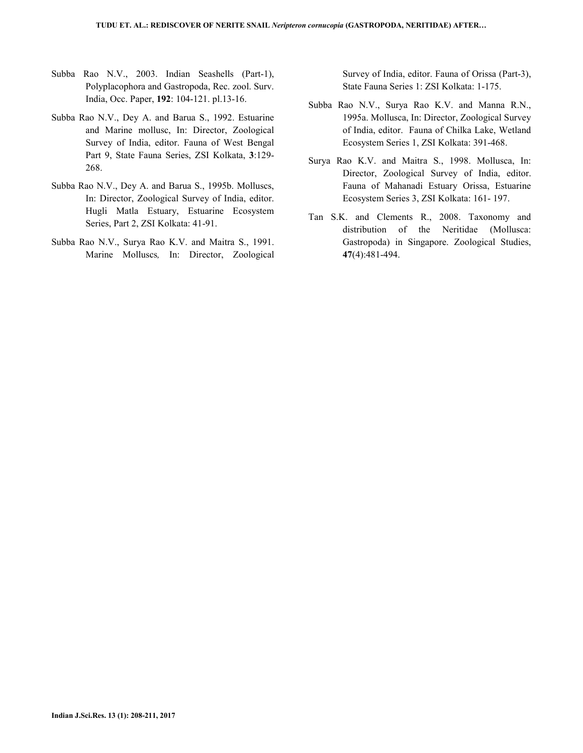Subba Rao N.V., 2003. Indian Seashells (Part-1), Polyplacophora and Gastropoda, Rec. zool. Surv. India, Occ. Paper, **192**: 104-121. pl.13-16.

Subba Rao N.V., Dey A. and Barua S., 1992. Estuarine and Marine mollusc, In: Director, Zoological Survey of India, editor. Fauna of West Bengal Part 9, State Fauna Series, ZSI Kolkata, **3**:129-268.

Subba Rao N.V., Dey A. and Barua S., 1995b. Molluscs, In: Director, Zoological Survey of India, editor. Hugli Matla Estuary, Estuarine Ecosystem Series, Part 2, ZSI Kolkata: 41-91.

Subba Rao N.V., Surya Rao K.V. and Maitra S., 1991. Marine Molluscs, In: Director, Zoological Survey of India, editor. Fauna of Orissa (Part-3), State Fauna Series 1: ZSI Kolkata: 1-175.

Subba Rao N.V., Surya Rao K.V. and Manna R.N., 1995a. Mollusca, In: Director, Zoological Survey of India, editor. Fauna of Chilka Lake, Wetland Ecosystem Series 1, ZSI Kolkata: 391-468.

Surya Rao K.V. and Maitra S., 1998. Mollusca, In: Director, Zoological Survey of India, editor. Fauna of Mahanadi Estuary Orissa, Estuarine Ecosystem Series 3, ZSI Kolkata: 161- 197.

Tan S.K. and Clements R., 2008. Taxonomy and distribution of the Neritidae (Mollusca: Gastropoda) in Singapore. Zoological Studies, **47**(4):481-494.